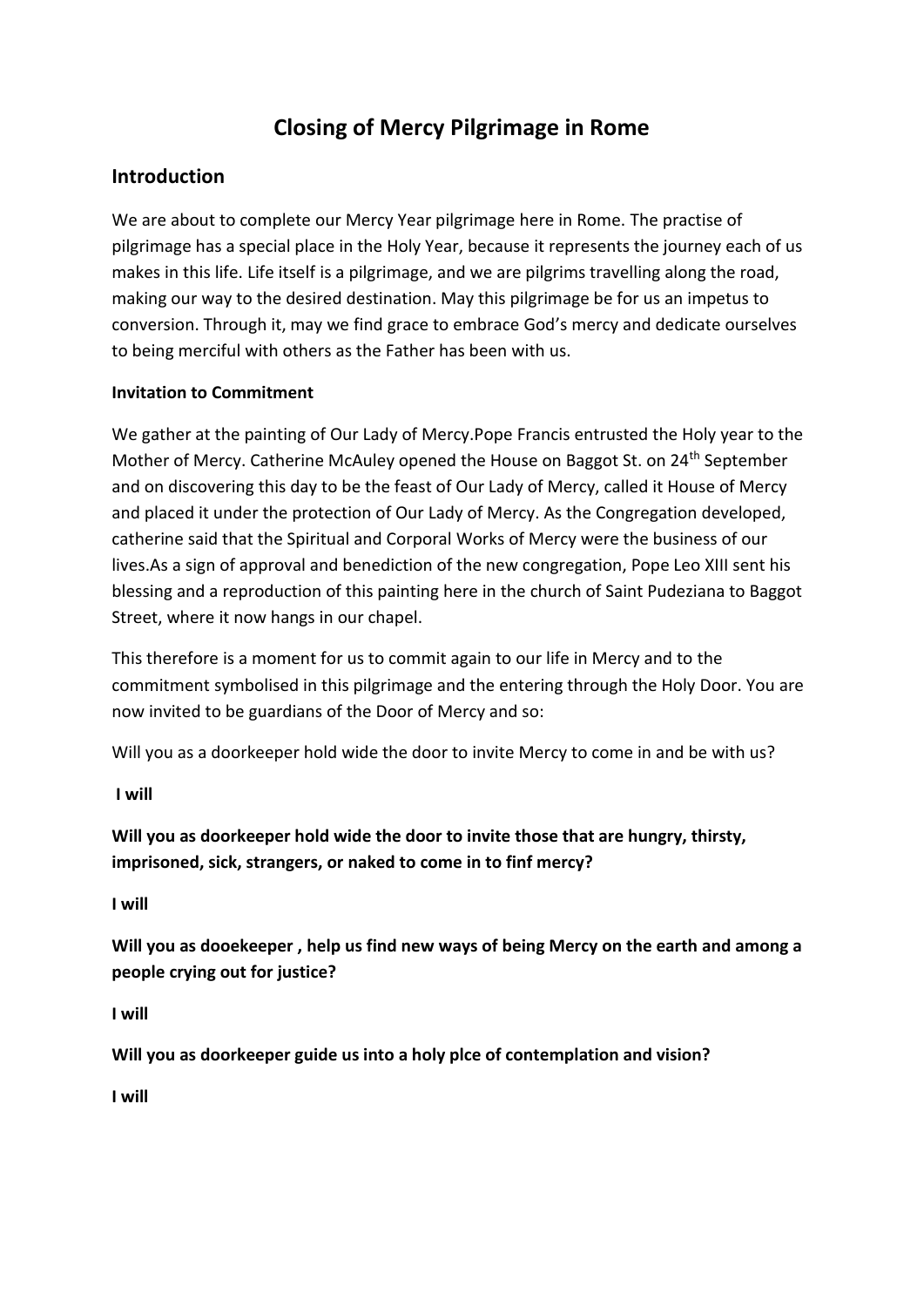# Closing of Mercy Pilgrimage in Rome

## Introduction

We are about to complete our Mercy Year pilgrimage here in Rome. The practise of pilgrimage has a special place in the Holy Year, because it represents the journey each of us makes in this life. Life itself is a pilgrimage, and we are pilgrims travelling along the road, making our way to the desired destination. May this pilgrimage be for us an impetus to conversion. Through it, may we find grace to embrace God's mercy and dedicate ourselves to being merciful with others as the Father has been with us.

**Invitation to Commitment**

We gather at the painting of Our Lady of Mercy.Pope Francis entrusted the Holy year to the Mother of Mercy. Catherine McAuley opened the House on Baggot St. on 24th September and on discovering this day to be the feast of Our Lady of Mercy, called it House of Mercy and placed it under the protection of Our Lady of Mercy. As the Congregation developed, catherine said that the Spiritual and Corporal Works of Mercy were the business of our lives.As a sign of approval and benediction of the new congregation, Pope Leo XIII sent his blessing and a reproduction of this painting here in the church of Saint Pudeziana to Baggot Street, where it now hangs in our chapel.

This therefore is a moment for us to commit again to our life in Mercy and to the commitment symbolised in this pilgrimage and the entering through the Holy Door. You are now invited to be guardians of the Door of Mercy and so:

Will you as a doorkeeper hold wide the door to invite Mercy to come in and be with us?

**I will**

**Will you as doorkeeper hold wide the door to invite those that are hungry, thirsty, imprisoned, sick, strangers, or naked to come in to finf mercy?**

**I will**

**Will you as dooekeeper , help us find new ways of being Mercy on the earth and among a people crying out for justice?**

**I will**

**Will you as doorkeeper guide us into a holy plce of contemplation and vision?**

**I will**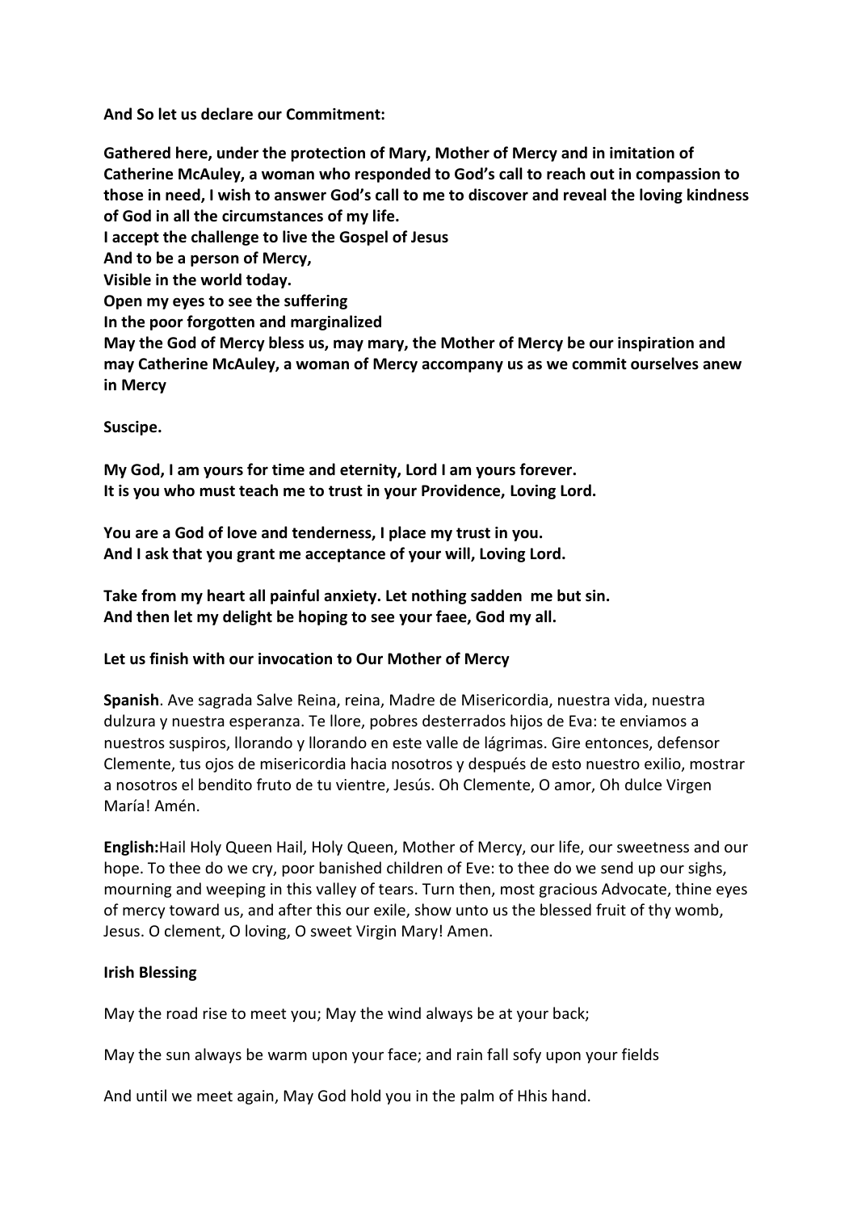**And So let us declare our Commitment:**

**Gathered here, under the protection of Mary, Mother of Mercy and in imitation of Catherine McAuley, a woman who responded to God's call to reach out in compassion to those in need, I wish to answer God's call to me to discover and reveal the loving kindness of God in all the circumstances of my life.**
**I accept the challenge to live the Gospel of Jesus**
**And to be a person of Mercy,**
**Visible in the world today.**
**Open my eyes to see the suffering**
**In the poor forgotten and marginalized**
**May the God of Mercy bless us, may mary, the Mother of Mercy be our inspiration and may Catherine McAuley, a woman of Mercy accompany us as we commit ourselves anew in Mercy**

**Suscipe.**

**My God, I am yours for time and eternity, Lord I am yours forever.**
**It is you who must teach me to trust in your Providence, Loving Lord.**

**You are a God of love and tenderness, I place my trust in you.**
**And I ask that you grant me acceptance of your will, Loving Lord.**

**Take from my heart all painful anxiety. Let nothing sadden me but sin.**
**And then let my delight be hoping to see your faee, God my all.**

**Let us finish with our invocation to Our Mother of Mercy**

**Spanish**. Ave sagrada Salve Reina, reina, Madre de Misericordia, nuestra vida, nuestra dulzura y nuestra esperanza. Te llore, pobres desterrados hijos de Eva: te enviamos a nuestros suspiros, llorando y llorando en este valle de lágrimas. Gire entonces, defensor Clemente, tus ojos de misericordia hacia nosotros y después de esto nuestro exilio, mostrar a nosotros el bendito fruto de tu vientre, Jesús. Oh Clemente, O amor, Oh dulce Virgen María! Amén.

**English:**Hail Holy Queen Hail, Holy Queen, Mother of Mercy, our life, our sweetness and our hope. To thee do we cry, poor banished children of Eve: to thee do we send up our sighs, mourning and weeping in this valley of tears. Turn then, most gracious Advocate, thine eyes of mercy toward us, and after this our exile, show unto us the blessed fruit of thy womb, Jesus. O clement, O loving, O sweet Virgin Mary! Amen.

**Irish Blessing**

May the road rise to meet you; May the wind always be at your back;

May the sun always be warm upon your face; and rain fall sofy upon your fields

And until we meet again, May God hold you in the palm of Hhis hand.